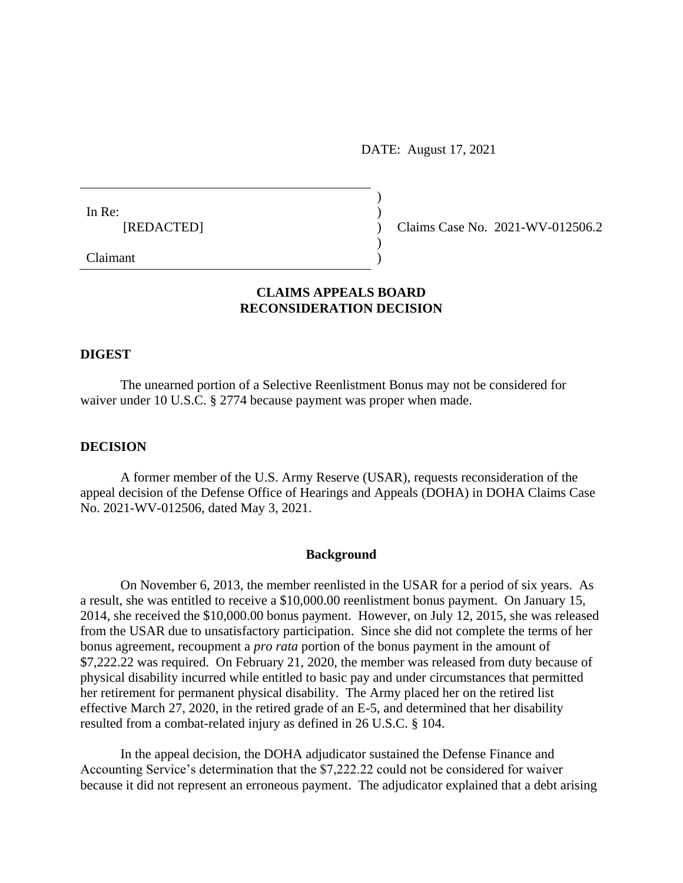DATE: August 17, 2021

In Re:
[REDACTED]

Claimant

Claims Case No. 2021-WV-012506.2

## CLAIMS APPEALS BOARD
## RECONSIDERATION DECISION

### DIGEST

The unearned portion of a Selective Reenlistment Bonus may not be considered for waiver under 10 U.S.C. § 2774 because payment was proper when made.

### DECISION

A former member of the U.S. Army Reserve (USAR), requests reconsideration of the appeal decision of the Defense Office of Hearings and Appeals (DOHA) in DOHA Claims Case No. 2021-WV-012506, dated May 3, 2021.

#### Background

On November 6, 2013, the member reenlisted in the USAR for a period of six years. As a result, she was entitled to receive a $10,000.00 reenlistment bonus payment. On January 15, 2014, she received the $10,000.00 bonus payment. However, on July 12, 2015, she was released from the USAR due to unsatisfactory participation. Since she did not complete the terms of her bonus agreement, recoupment a *pro rata* portion of the bonus payment in the amount of $7,222.22 was required. On February 21, 2020, the member was released from duty because of physical disability incurred while entitled to basic pay and under circumstances that permitted her retirement for permanent physical disability. The Army placed her on the retired list effective March 27, 2020, in the retired grade of an E-5, and determined that her disability resulted from a combat-related injury as defined in 26 U.S.C. § 104.

In the appeal decision, the DOHA adjudicator sustained the Defense Finance and Accounting Service's determination that the $7,222.22 could not be considered for waiver because it did not represent an erroneous payment. The adjudicator explained that a debt arising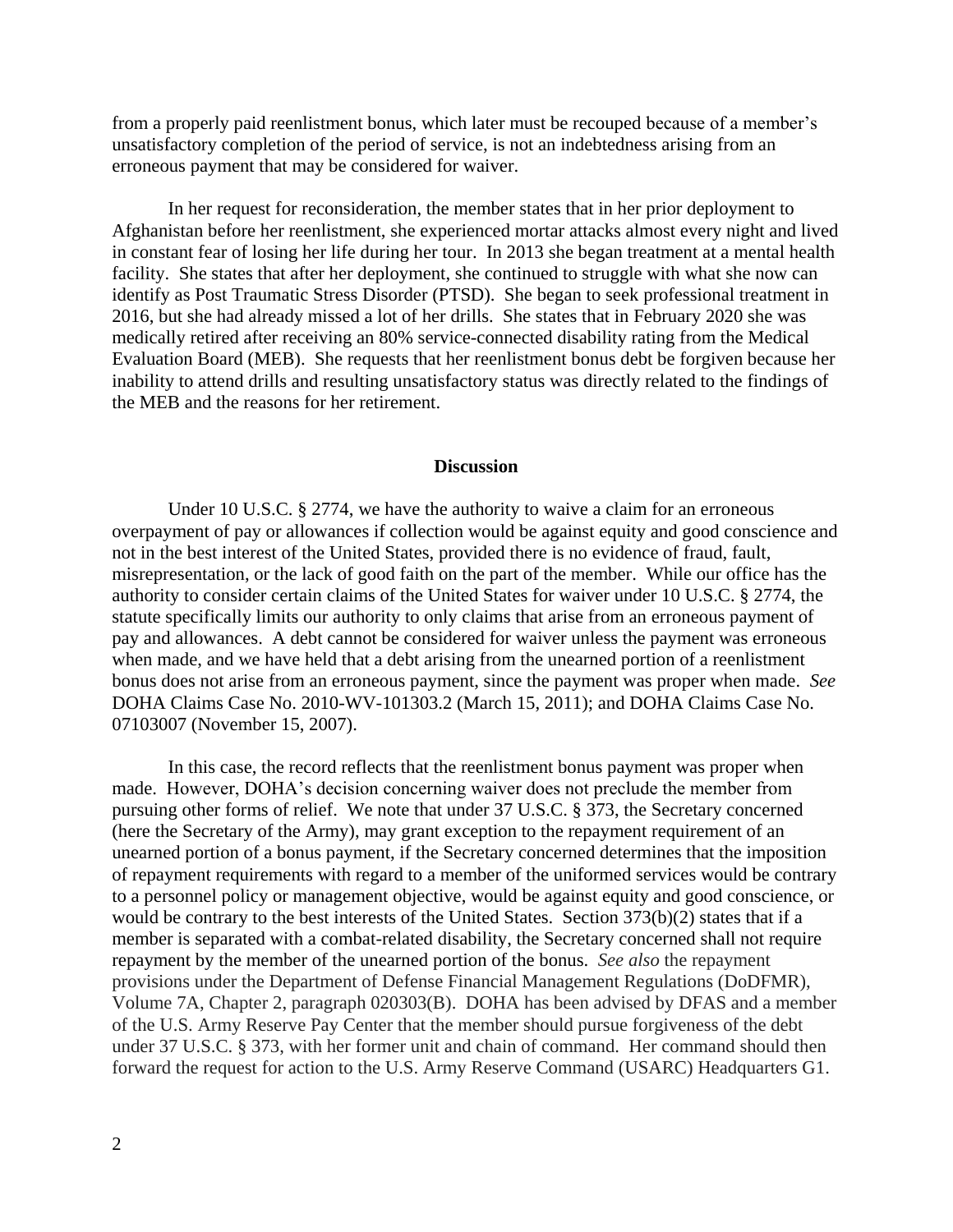from a properly paid reenlistment bonus, which later must be recouped because of a member's unsatisfactory completion of the period of service, is not an indebtedness arising from an erroneous payment that may be considered for waiver.

In her request for reconsideration, the member states that in her prior deployment to Afghanistan before her reenlistment, she experienced mortar attacks almost every night and lived in constant fear of losing her life during her tour. In 2013 she began treatment at a mental health facility. She states that after her deployment, she continued to struggle with what she now can identify as Post Traumatic Stress Disorder (PTSD). She began to seek professional treatment in 2016, but she had already missed a lot of her drills. She states that in February 2020 she was medically retired after receiving an 80% service-connected disability rating from the Medical Evaluation Board (MEB). She requests that her reenlistment bonus debt be forgiven because her inability to attend drills and resulting unsatisfactory status was directly related to the findings of the MEB and the reasons for her retirement.

## Discussion

Under 10 U.S.C. § 2774, we have the authority to waive a claim for an erroneous overpayment of pay or allowances if collection would be against equity and good conscience and not in the best interest of the United States, provided there is no evidence of fraud, fault, misrepresentation, or the lack of good faith on the part of the member. While our office has the authority to consider certain claims of the United States for waiver under 10 U.S.C. § 2774, the statute specifically limits our authority to only claims that arise from an erroneous payment of pay and allowances. A debt cannot be considered for waiver unless the payment was erroneous when made, and we have held that a debt arising from the unearned portion of a reenlistment bonus does not arise from an erroneous payment, since the payment was proper when made. *See* DOHA Claims Case No. 2010-WV-101303.2 (March 15, 2011); and DOHA Claims Case No. 07103007 (November 15, 2007).

In this case, the record reflects that the reenlistment bonus payment was proper when made. However, DOHA's decision concerning waiver does not preclude the member from pursuing other forms of relief. We note that under 37 U.S.C. § 373, the Secretary concerned (here the Secretary of the Army), may grant exception to the repayment requirement of an unearned portion of a bonus payment, if the Secretary concerned determines that the imposition of repayment requirements with regard to a member of the uniformed services would be contrary to a personnel policy or management objective, would be against equity and good conscience, or would be contrary to the best interests of the United States. Section 373(b)(2) states that if a member is separated with a combat-related disability, the Secretary concerned shall not require repayment by the member of the unearned portion of the bonus. *See also* the repayment provisions under the Department of Defense Financial Management Regulations (DoDFMR), Volume 7A, Chapter 2, paragraph 020303(B). DOHA has been advised by DFAS and a member of the U.S. Army Reserve Pay Center that the member should pursue forgiveness of the debt under 37 U.S.C. § 373, with her former unit and chain of command. Her command should then forward the request for action to the U.S. Army Reserve Command (USARC) Headquarters G1.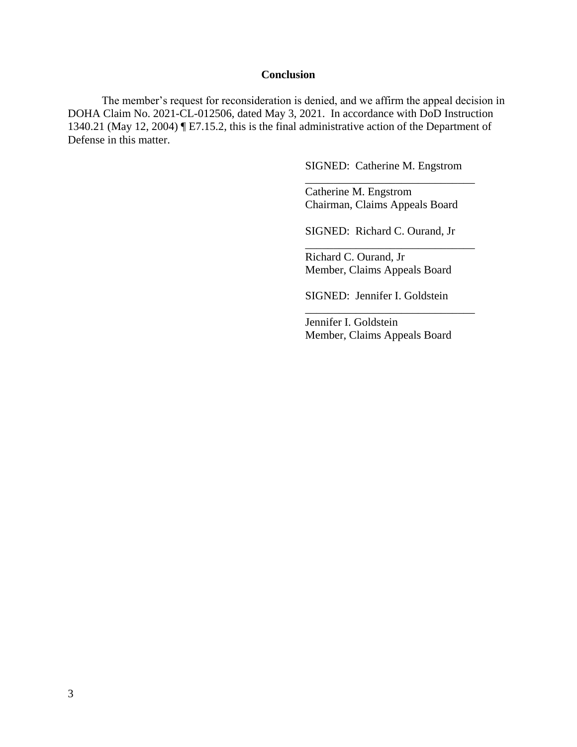## Conclusion

The member's request for reconsideration is denied, and we affirm the appeal decision in DOHA Claim No. 2021-CL-012506, dated May 3, 2021. In accordance with DoD Instruction 1340.21 (May 12, 2004) ¶ E7.15.2, this is the final administrative action of the Department of Defense in this matter.

SIGNED: Catherine M. Engstrom

______________________________

Catherine M. Engstrom
Chairman, Claims Appeals Board

SIGNED: Richard C. Ourand, Jr

______________________________

Richard C. Ourand, Jr
Member, Claims Appeals Board

SIGNED: Jennifer I. Goldstein

______________________________

Jennifer I. Goldstein
Member, Claims Appeals Board